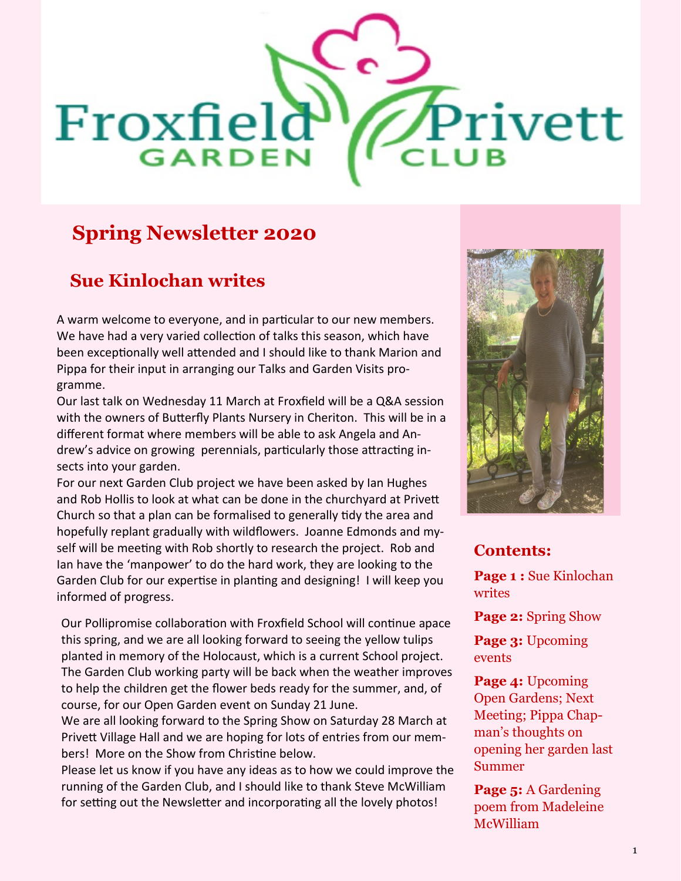# Froxfield Privett Garden Club

## Spring Newsletter 2020

## Sue Kinlochan writes

A warm welcome to everyone, and in particular to our new members. We have had a very varied collection of talks this season, which have been exceptionally well attended and I should like to thank Marion and Pippa for their input in arranging our Talks and Garden Visits programme.

Our last talk on Wednesday 11 March at Froxfield will be a Q&A session with the owners of Butterfly Plants Nursery in Cheriton. This will be in a different format where members will be able to ask Angela and Andrew's advice on growing perennials, particularly those attracting insects into your garden.

For our next Garden Club project we have been asked by Ian Hughes and Rob Hollis to look at what can be done in the churchyard at Privett Church so that a plan can be formalised to generally tidy the area and hopefully replant gradually with wildflowers. Joanne Edmonds and myself will be meeting with Rob shortly to research the project. Rob and Ian have the 'manpower' to do the hard work, they are looking to the Garden Club for our expertise in planting and designing! I will keep you informed of progress.

Our Pollipromise collaboration with Froxfield School will continue apace this spring, and we are all looking forward to seeing the yellow tulips planted in memory of the Holocaust, which is a current School project. The Garden Club working party will be back when the weather improves to help the children get the flower beds ready for the summer, and, of course, for our Open Garden event on Sunday 21 June.

We are all looking forward to the Spring Show on Saturday 28 March at Privett Village Hall and we are hoping for lots of entries from our members! More on the Show from Christine below.

Please let us know if you have any ideas as to how we could improve the running of the Garden Club, and I should like to thank Steve McWilliam for setting out the Newsletter and incorporating all the lovely photos!

### Contents:

**Page 1 :** Sue Kinlochan writes

**Page 2:** Spring Show

**Page 3:** Upcoming events

**Page 4:** Upcoming Open Gardens; Next Meeting; Pippa Chapman's thoughts on opening her garden last Summer

**Page 5:** A Gardening poem from Madeleine McWilliam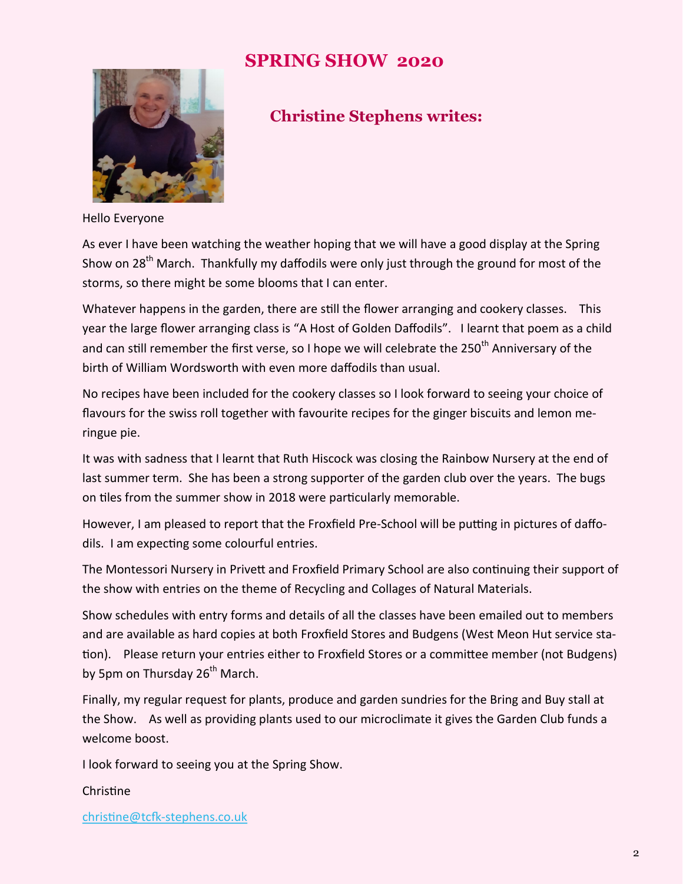# SPRING SHOW 2020

## Christine Stephens writes:

Hello Everyone

As ever I have been watching the weather hoping that we will have a good display at the Spring Show on 28th March. Thankfully my daffodils were only just through the ground for most of the storms, so there might be some blooms that I can enter.

Whatever happens in the garden, there are still the flower arranging and cookery classes. This year the large flower arranging class is "A Host of Golden Daffodils". I learnt that poem as a child and can still remember the first verse, so I hope we will celebrate the 250th Anniversary of the birth of William Wordsworth with even more daffodils than usual.

No recipes have been included for the cookery classes so I look forward to seeing your choice of flavours for the swiss roll together with favourite recipes for the ginger biscuits and lemon meringue pie.

It was with sadness that I learnt that Ruth Hiscock was closing the Rainbow Nursery at the end of last summer term. She has been a strong supporter of the garden club over the years. The bugs on tiles from the summer show in 2018 were particularly memorable.

However, I am pleased to report that the Froxfield Pre-School will be putting in pictures of daffodils. I am expecting some colourful entries.

The Montessori Nursery in Privett and Froxfield Primary School are also continuing their support of the show with entries on the theme of Recycling and Collages of Natural Materials.

Show schedules with entry forms and details of all the classes have been emailed out to members and are available as hard copies at both Froxfield Stores and Budgens (West Meon Hut service station). Please return your entries either to Froxfield Stores or a committee member (not Budgens) by 5pm on Thursday 26th March.

Finally, my regular request for plants, produce and garden sundries for the Bring and Buy stall at the Show. As well as providing plants used to our microclimate it gives the Garden Club funds a welcome boost.

I look forward to seeing you at the Spring Show.

Christine

christine@tcfk-stephens.co.uk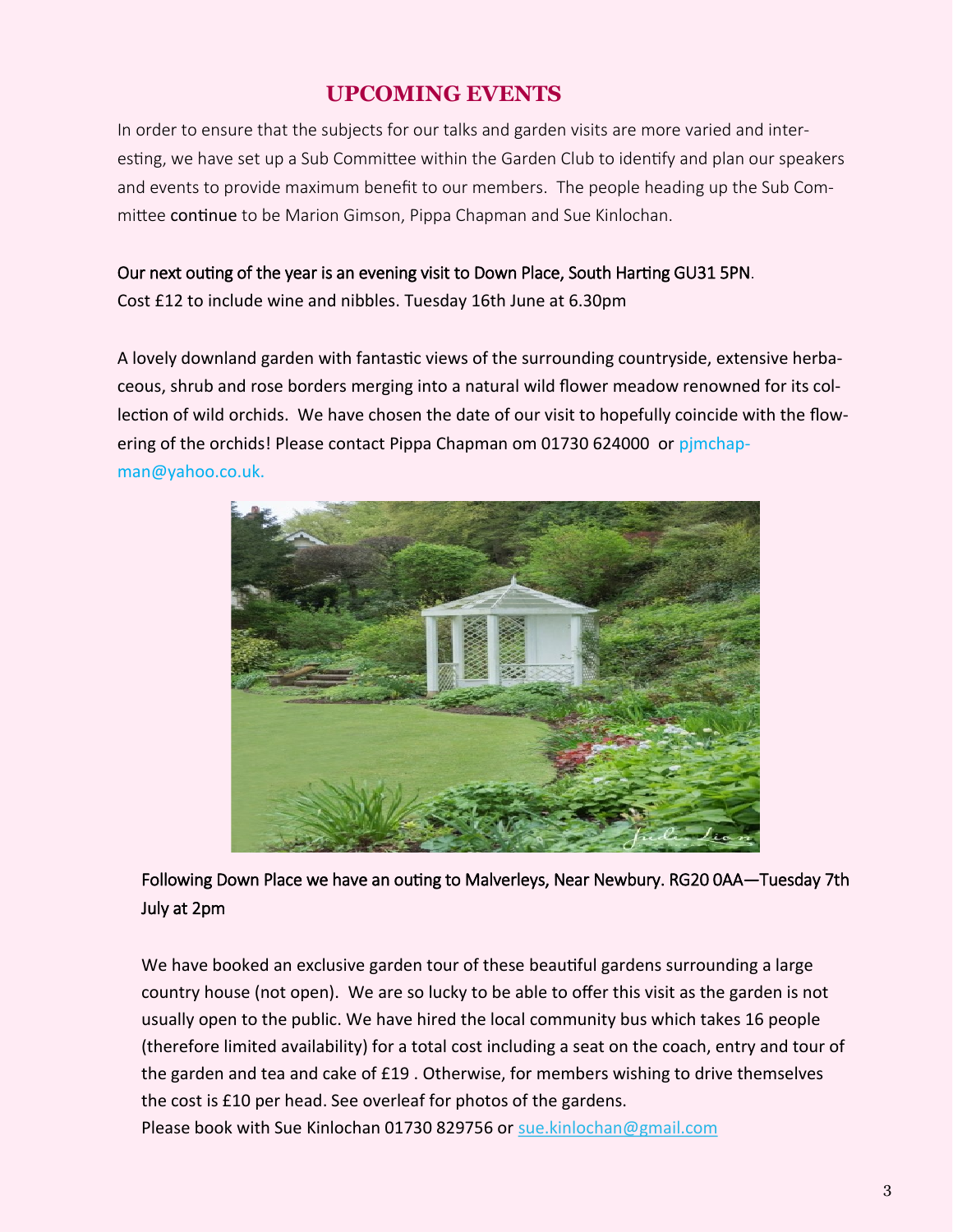## UPCOMING EVENTS

In order to ensure that the subjects for our talks and garden visits are more varied and interesting, we have set up a Sub Committee within the Garden Club to identify and plan our speakers and events to provide maximum benefit to our members. The people heading up the Sub Committee continue to be Marion Gimson, Pippa Chapman and Sue Kinlochan.

Our next outing of the year is an evening visit to Down Place, South Harting GU31 5PN.
Cost £12 to include wine and nibbles. Tuesday 16th June at 6.30pm

A lovely downland garden with fantastic views of the surrounding countryside, extensive herbaceous, shrub and rose borders merging into a natural wild flower meadow renowned for its collection of wild orchids. We have chosen the date of our visit to hopefully coincide with the flowering of the orchids! Please contact Pippa Chapman om 01730 624000 or pjmchapman@yahoo.co.uk.

Following Down Place we have an outing to Malverleys, Near Newbury. RG20 0AA—Tuesday 7th July at 2pm

We have booked an exclusive garden tour of these beautiful gardens surrounding a large country house (not open). We are so lucky to be able to offer this visit as the garden is not usually open to the public. We have hired the local community bus which takes 16 people (therefore limited availability) for a total cost including a seat on the coach, entry and tour of the garden and tea and cake of £19 . Otherwise, for members wishing to drive themselves the cost is £10 per head. See overleaf for photos of the gardens.
Please book with Sue Kinlochan 01730 829756 or sue.kinlochan@gmail.com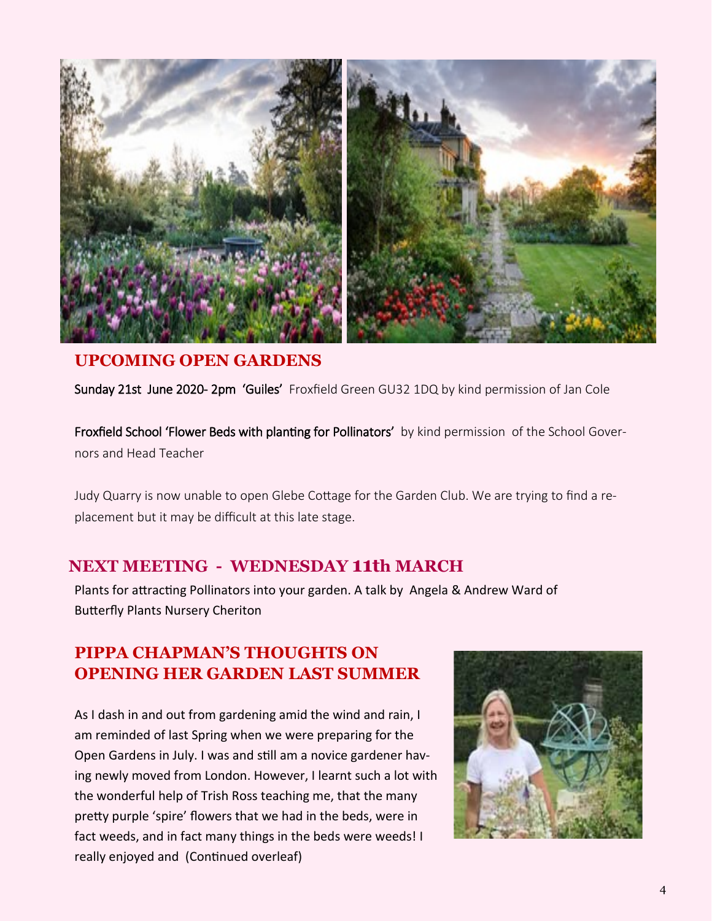## UPCOMING OPEN GARDENS

**Sunday 21st June 2020- 2pm 'Guiles'** Froxfield Green GU32 1DQ by kind permission of Jan Cole

**Froxfield School 'Flower Beds with planting for Pollinators'** by kind permission of the School Governors and Head Teacher

Judy Quarry is now unable to open Glebe Cottage for the Garden Club. We are trying to find a replacement but it may be difficult at this late stage.

## NEXT MEETING - WEDNESDAY 11th MARCH

Plants for attracting Pollinators into your garden. A talk by Angela & Andrew Ward of Butterfly Plants Nursery Cheriton

## PIPPA CHAPMAN'S THOUGHTS ON OPENING HER GARDEN LAST SUMMER

As I dash in and out from gardening amid the wind and rain, I am reminded of last Spring when we were preparing for the Open Gardens in July. I was and still am a novice gardener having newly moved from London. However, I learnt such a lot with the wonderful help of Trish Ross teaching me, that the many pretty purple 'spire' flowers that we had in the beds, were in fact weeds, and in fact many things in the beds were weeds! I really enjoyed and (Continued overleaf)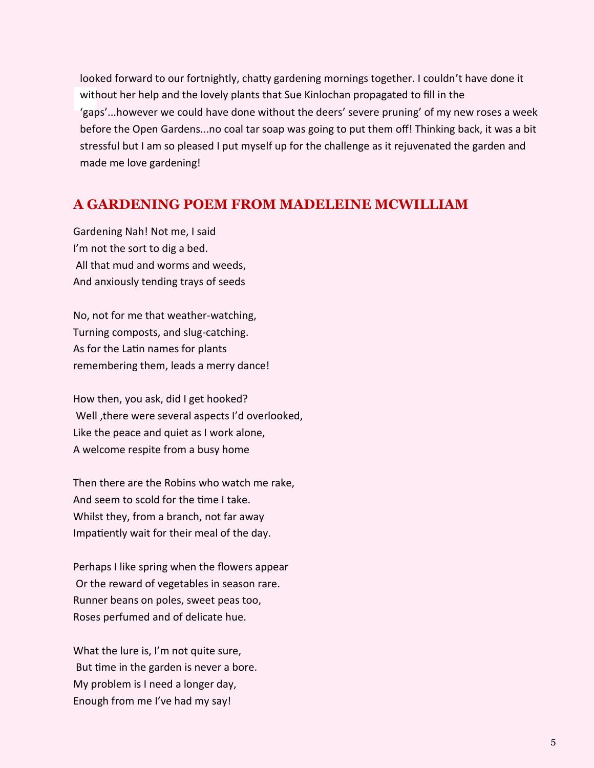looked forward to our fortnightly, chatty gardening mornings together. I couldn't have done it without her help and the lovely plants that Sue Kinlochan propagated to fill in the 'gaps'...however we could have done without the deers' severe pruning' of my new roses a week before the Open Gardens...no coal tar soap was going to put them off! Thinking back, it was a bit stressful but I am so pleased I put myself up for the challenge as it rejuvenated the garden and made me love gardening!

## A GARDENING POEM FROM MADELEINE MCWILLIAM

Gardening Nah! Not me, I said  
I'm not the sort to dig a bed.  
All that mud and worms and weeds,  
And anxiously tending trays of seeds

No, not for me that weather-watching,  
Turning composts, and slug-catching.  
As for the Latin names for plants  
remembering them, leads a merry dance!

How then, you ask, did I get hooked?  
Well ,there were several aspects I'd overlooked,  
Like the peace and quiet as I work alone,  
A welcome respite from a busy home

Then there are the Robins who watch me rake,  
And seem to scold for the time I take.  
Whilst they, from a branch, not far away  
Impatiently wait for their meal of the day.

Perhaps I like spring when the flowers appear  
Or the reward of vegetables in season rare.  
Runner beans on poles, sweet peas too,  
Roses perfumed and of delicate hue.

What the lure is, I'm not quite sure,  
But time in the garden is never a bore.  
My problem is I need a longer day,  
Enough from me I've had my say!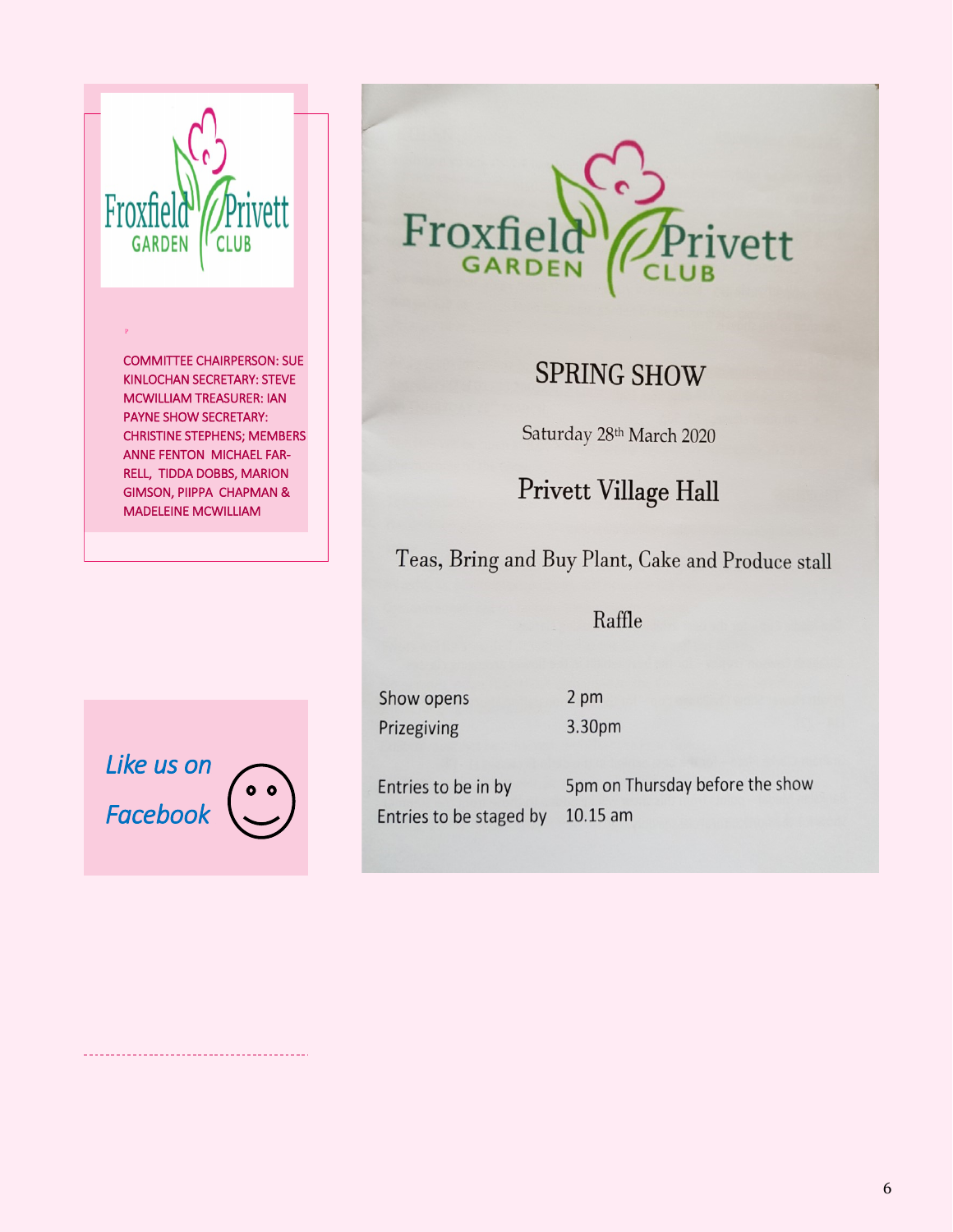Froxfield Privett GARDEN CLUB

COMMITTEE CHAIRPERSON: SUE KINLOCHAN SECRETARY: STEVE MCWILLIAM TREASURER: IAN PAYNE SHOW SECRETARY: CHRISTINE STEPHENS; MEMBERS ANNE FENTON MICHAEL FARRELL, TIDDA DOBBS, MARION GIMSON, PIIPPA CHAPMAN & MADELEINE MCWILLIAM

*Like us on Facebook*

Froxfield Privett GARDEN CLUB

# SPRING SHOW

Saturday 28th March 2020

## Privett Village Hall

Teas, Bring and Buy Plant, Cake and Produce stall

Raffle

| | |
|---|---|
| Show opens | 2 pm |
| Prizegiving | 3.30pm |
| Entries to be in by | 5pm on Thursday before the show |
| Entries to be staged by | 10.15 am |